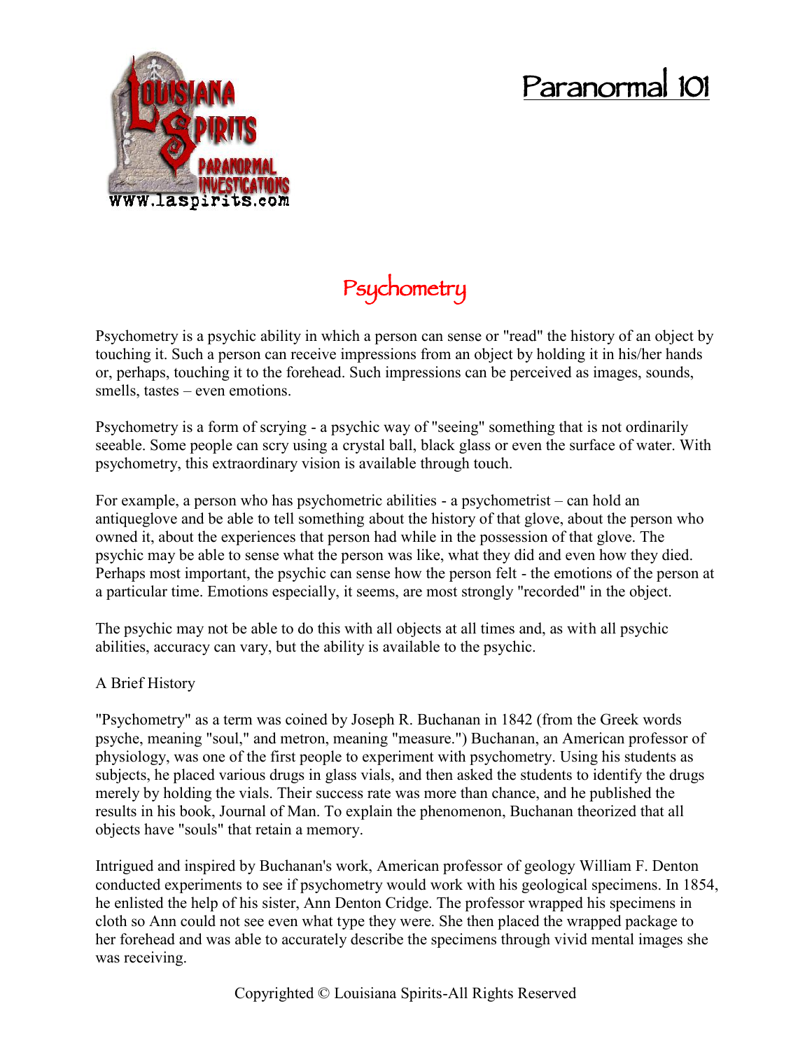# Paranormal 101

## Psychometry

Psychometry is a psychic ability in which a person can sense or "read" the history of an object by touching it. Such a person can receive impressions from an object by holding it in his/her hands or, perhaps, touching it to the forehead. Such impressions can be perceived as images, sounds, smells, tastes – even emotions.

Psychometry is a form of scrying - a psychic way of "seeing" something that is not ordinarily seeable. Some people can scry using a crystal ball, black glass or even the surface of water. With psychometry, this extraordinary vision is available through touch.

For example, a person who has psychometric abilities - a psychometrist – can hold an antiqueglove and be able to tell something about the history of that glove, about the person who owned it, about the experiences that person had while in the possession of that glove. The psychic may be able to sense what the person was like, what they did and even how they died. Perhaps most important, the psychic can sense how the person felt - the emotions of the person at a particular time. Emotions especially, it seems, are most strongly "recorded" in the object.

The psychic may not be able to do this with all objects at all times and, as with all psychic abilities, accuracy can vary, but the ability is available to the psychic.

A Brief History

"Psychometry" as a term was coined by Joseph R. Buchanan in 1842 (from the Greek words psyche, meaning "soul," and metron, meaning "measure.") Buchanan, an American professor of physiology, was one of the first people to experiment with psychometry. Using his students as subjects, he placed various drugs in glass vials, and then asked the students to identify the drugs merely by holding the vials. Their success rate was more than chance, and he published the results in his book, Journal of Man. To explain the phenomenon, Buchanan theorized that all objects have "souls" that retain a memory.

Intrigued and inspired by Buchanan's work, American professor of geology William F. Denton conducted experiments to see if psychometry would work with his geological specimens. In 1854, he enlisted the help of his sister, Ann Denton Cridge. The professor wrapped his specimens in cloth so Ann could not see even what type they were. She then placed the wrapped package to her forehead and was able to accurately describe the specimens through vivid mental images she was receiving.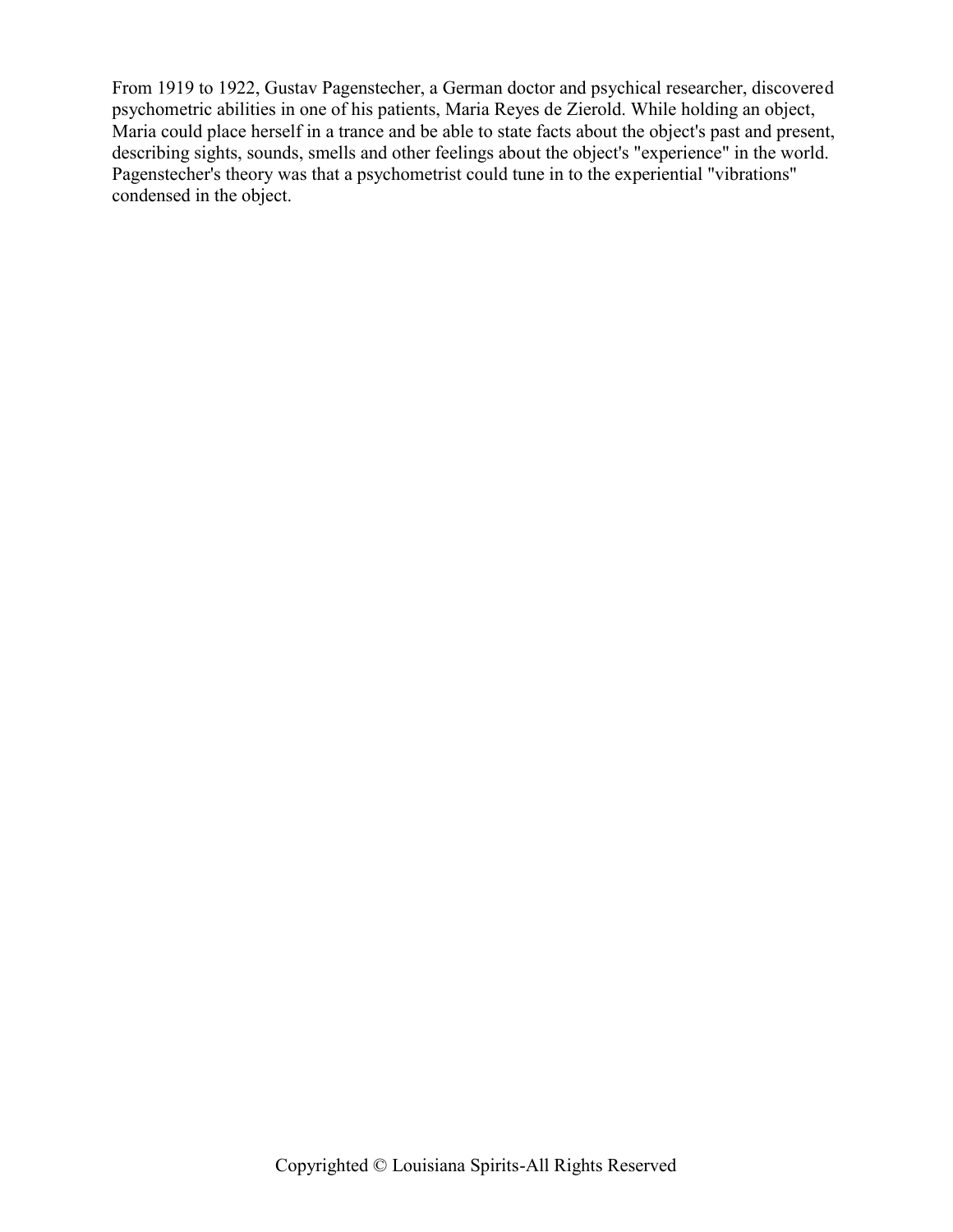From 1919 to 1922, Gustav Pagenstecher, a German doctor and psychical researcher, discovered psychometric abilities in one of his patients, Maria Reyes de Zierold. While holding an object, Maria could place herself in a trance and be able to state facts about the object's past and present, describing sights, sounds, smells and other feelings about the object's "experience" in the world. Pagenstecher's theory was that a psychometrist could tune in to the experiential "vibrations" condensed in the object.